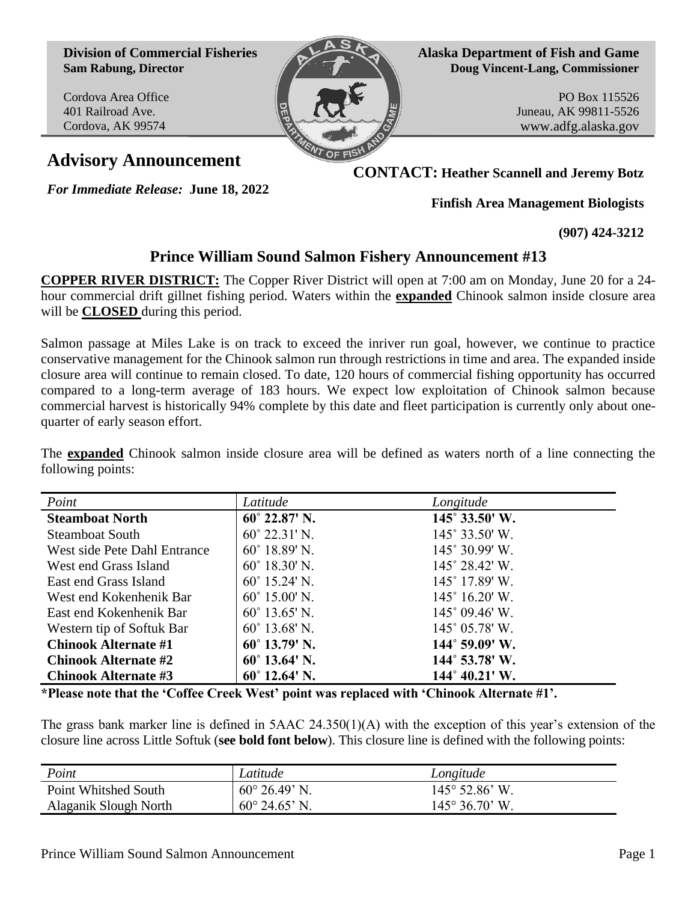**Division of Commercial Fisheries**
**Sam Rabung, Director**

Cordova Area Office
401 Railroad Ave.
Cordova, AK 99574

**Alaska Department of Fish and Game**
**Doug Vincent-Lang, Commissioner**

PO Box 115526
Juneau, AK 99811-5526
www.adfg.alaska.gov

# Advisory Announcement

*For Immediate Release:* **June 18, 2022**

**CONTACT: Heather Scannell and Jeremy Botz**

**Finfish Area Management Biologists**

**(907) 424-3212**

## Prince William Sound Salmon Fishery Announcement #13

**COPPER RIVER DISTRICT:** The Copper River District will open at 7:00 am on Monday, June 20 for a 24-hour commercial drift gillnet fishing period. Waters within the **expanded** Chinook salmon inside closure area will be **CLOSED** during this period.

Salmon passage at Miles Lake is on track to exceed the inriver run goal, however, we continue to practice conservative management for the Chinook salmon run through restrictions in time and area. The expanded inside closure area will continue to remain closed. To date, 120 hours of commercial fishing opportunity has occurred compared to a long-term average of 183 hours. We expect low exploitation of Chinook salmon because commercial harvest is historically 94% complete by this date and fleet participation is currently only about one-quarter of early season effort.

The **expanded** Chinook salmon inside closure area will be defined as waters north of a line connecting the following points:

| *Point* | *Latitude* | *Longitude* |
|---|---|---|
| **Steamboat North** | **60˚ 22.87' N.** | **145˚ 33.50' W.** |
| Steamboat South | 60˚ 22.31' N. | 145˚ 33.50' W. |
| West side Pete Dahl Entrance | 60˚ 18.89' N. | 145˚ 30.99' W. |
| West end Grass Island | 60˚ 18.30' N. | 145˚ 28.42' W. |
| East end Grass Island | 60˚ 15.24' N. | 145˚ 17.89' W. |
| West end Kokenhenik Bar | 60˚ 15.00' N. | 145˚ 16.20' W. |
| East end Kokenhenik Bar | 60˚ 13.65' N. | 145˚ 09.46' W. |
| Western tip of Softuk Bar | 60˚ 13.68' N. | 145˚ 05.78' W. |
| **Chinook Alternate #1** | **60˚ 13.79' N.** | **144˚ 59.09' W.** |
| **Chinook Alternate #2** | **60˚ 13.64' N.** | **144˚ 53.78' W.** |
| **Chinook Alternate #3** | **60˚ 12.64' N.** | **144˚ 40.21' W.** |

**\*Please note that the 'Coffee Creek West' point was replaced with 'Chinook Alternate #1'.**

The grass bank marker line is defined in 5AAC 24.350(1)(A) with the exception of this year's extension of the closure line across Little Softuk (**see bold font below**). This closure line is defined with the following points:

| *Point* | *Latitude* | *Longitude* |
|---|---|---|
| Point Whitshed South | 60° 26.49' N. | 145° 52.86' W. |
| Alaganik Slough North | 60° 24.65' N. | 145° 36.70' W. |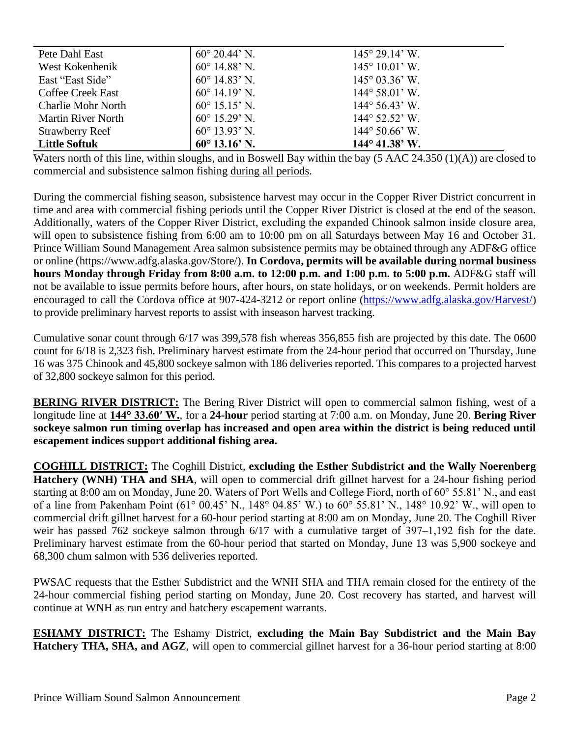| Pete Dahl East | 60° 20.44’ N. | 145° 29.14’ W. |
|---|---|---|
| West Kokenhenik | 60° 14.88’ N. | 145° 10.01’ W. |
| East “East Side” | 60° 14.83’ N. | 145° 03.36’ W. |
| Coffee Creek East | 60° 14.19’ N. | 144° 58.01’ W. |
| Charlie Mohr North | 60° 15.15’ N. | 144° 56.43’ W. |
| Martin River North | 60° 15.29’ N. | 144° 52.52’ W. |
| Strawberry Reef | 60° 13.93’ N. | 144° 50.66’ W. |
| **Little Softuk** | **60° 13.16’ N.** | **144° 41.38’ W.** |

Waters north of this line, within sloughs, and in Boswell Bay within the bay (5 AAC 24.350 (1)(A)) are closed to commercial and subsistence salmon fishing during all periods.

During the commercial fishing season, subsistence harvest may occur in the Copper River District concurrent in time and area with commercial fishing periods until the Copper River District is closed at the end of the season. Additionally, waters of the Copper River District, excluding the expanded Chinook salmon inside closure area, will open to subsistence fishing from 6:00 am to 10:00 pm on all Saturdays between May 16 and October 31. Prince William Sound Management Area salmon subsistence permits may be obtained through any ADF&G office or online (https://www.adfg.alaska.gov/Store/). **In Cordova, permits will be available during normal business hours Monday through Friday from 8:00 a.m. to 12:00 p.m. and 1:00 p.m. to 5:00 p.m.** ADF&G staff will not be available to issue permits before hours, after hours, on state holidays, or on weekends. Permit holders are encouraged to call the Cordova office at 907-424-3212 or report online (https://www.adfg.alaska.gov/Harvest/) to provide preliminary harvest reports to assist with inseason harvest tracking.

Cumulative sonar count through 6/17 was 399,578 fish whereas 356,855 fish are projected by this date. The 0600 count for 6/18 is 2,323 fish. Preliminary harvest estimate from the 24-hour period that occurred on Thursday, June 16 was 375 Chinook and 45,800 sockeye salmon with 186 deliveries reported. This compares to a projected harvest of 32,800 sockeye salmon for this period.

**BERING RIVER DISTRICT:** The Bering River District will open to commercial salmon fishing, west of a longitude line at **144° 33.60′ W.**, for a **24-hour** period starting at 7:00 a.m. on Monday, June 20. **Bering River sockeye salmon run timing overlap has increased and open area within the district is being reduced until escapement indices support additional fishing area.**

**COGHILL DISTRICT:** The Coghill District, **excluding the Esther Subdistrict and the Wally Noerenberg Hatchery (WNH) THA and SHA**, will open to commercial drift gillnet harvest for a 24-hour fishing period starting at 8:00 am on Monday, June 20. Waters of Port Wells and College Fiord, north of 60° 55.81’ N., and east of a line from Pakenham Point (61° 00.45’ N., 148° 04.85’ W.) to 60° 55.81’ N., 148° 10.92’ W., will open to commercial drift gillnet harvest for a 60-hour period starting at 8:00 am on Monday, June 20. The Coghill River weir has passed 762 sockeye salmon through 6/17 with a cumulative target of 397–1,192 fish for the date. Preliminary harvest estimate from the 60-hour period that started on Monday, June 13 was 5,900 sockeye and 68,300 chum salmon with 536 deliveries reported.

PWSAC requests that the Esther Subdistrict and the WNH SHA and THA remain closed for the entirety of the 24-hour commercial fishing period starting on Monday, June 20. Cost recovery has started, and harvest will continue at WNH as run entry and hatchery escapement warrants.

**ESHAMY DISTRICT:** The Eshamy District, **excluding the Main Bay Subdistrict and the Main Bay Hatchery THA, SHA, and AGZ**, will open to commercial gillnet harvest for a 36-hour period starting at 8:00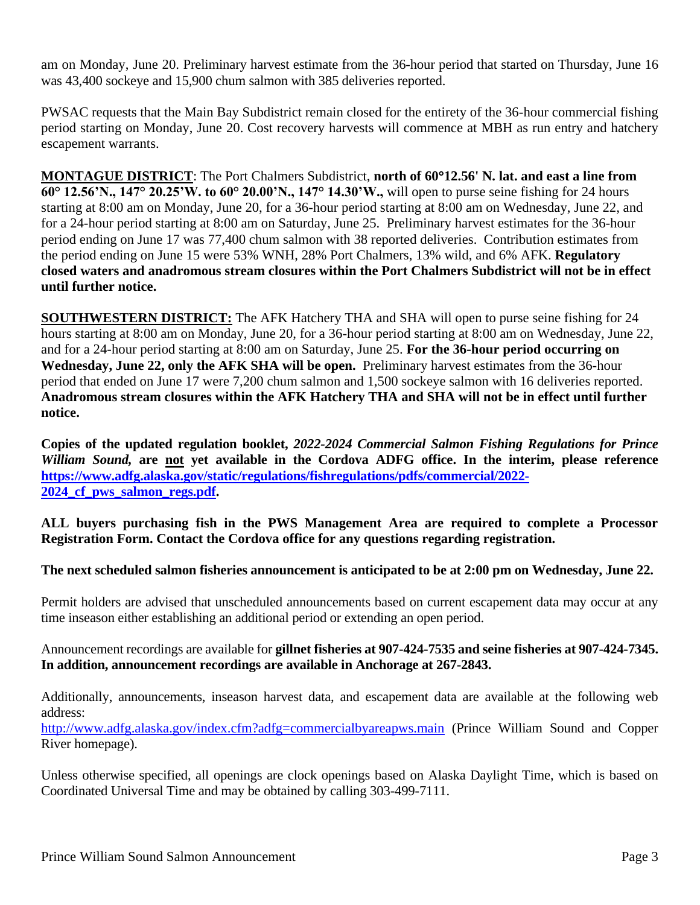am on Monday, June 20. Preliminary harvest estimate from the 36-hour period that started on Thursday, June 16 was 43,400 sockeye and 15,900 chum salmon with 385 deliveries reported.

PWSAC requests that the Main Bay Subdistrict remain closed for the entirety of the 36-hour commercial fishing period starting on Monday, June 20. Cost recovery harvests will commence at MBH as run entry and hatchery escapement warrants.

**MONTAGUE DISTRICT**: The Port Chalmers Subdistrict, **north of 60°12.56' N. lat. and east a line from 60° 12.56'N., 147° 20.25'W. to 60° 20.00'N., 147° 14.30'W.,** will open to purse seine fishing for 24 hours starting at 8:00 am on Monday, June 20, for a 36-hour period starting at 8:00 am on Wednesday, June 22, and for a 24-hour period starting at 8:00 am on Saturday, June 25. Preliminary harvest estimates for the 36-hour period ending on June 17 was 77,400 chum salmon with 38 reported deliveries. Contribution estimates from the period ending on June 15 were 53% WNH, 28% Port Chalmers, 13% wild, and 6% AFK. **Regulatory closed waters and anadromous stream closures within the Port Chalmers Subdistrict will not be in effect until further notice.**

**SOUTHWESTERN DISTRICT:** The AFK Hatchery THA and SHA will open to purse seine fishing for 24 hours starting at 8:00 am on Monday, June 20, for a 36-hour period starting at 8:00 am on Wednesday, June 22, and for a 24-hour period starting at 8:00 am on Saturday, June 25. **For the 36-hour period occurring on Wednesday, June 22, only the AFK SHA will be open.** Preliminary harvest estimates from the 36-hour period that ended on June 17 were 7,200 chum salmon and 1,500 sockeye salmon with 16 deliveries reported. **Anadromous stream closures within the AFK Hatchery THA and SHA will not be in effect until further notice.**

**Copies of the updated regulation booklet, *2022-2024 Commercial Salmon Fishing Regulations for Prince William Sound*, are not yet available in the Cordova ADFG office. In the interim, please reference [https://www.adfg.alaska.gov/static/regulations/fishregulations/pdfs/commercial/2022-2024_cf_pws_salmon_regs.pdf](https://www.adfg.alaska.gov/static/regulations/fishregulations/pdfs/commercial/2022-2024_cf_pws_salmon_regs.pdf).**

**ALL buyers purchasing fish in the PWS Management Area are required to complete a Processor Registration Form. Contact the Cordova office for any questions regarding registration.**

**The next scheduled salmon fisheries announcement is anticipated to be at 2:00 pm on Wednesday, June 22.**

Permit holders are advised that unscheduled announcements based on current escapement data may occur at any time inseason either establishing an additional period or extending an open period.

Announcement recordings are available for **gillnet fisheries at 907-424-7535 and seine fisheries at 907-424-7345. In addition, announcement recordings are available in Anchorage at 267-2843.**

Additionally, announcements, inseason harvest data, and escapement data are available at the following web address:
[http://www.adfg.alaska.gov/index.cfm?adfg=commercialbyareapws.main](http://www.adfg.alaska.gov/index.cfm?adfg=commercialbyareapws.main) (Prince William Sound and Copper River homepage).

Unless otherwise specified, all openings are clock openings based on Alaska Daylight Time, which is based on Coordinated Universal Time and may be obtained by calling 303-499-7111.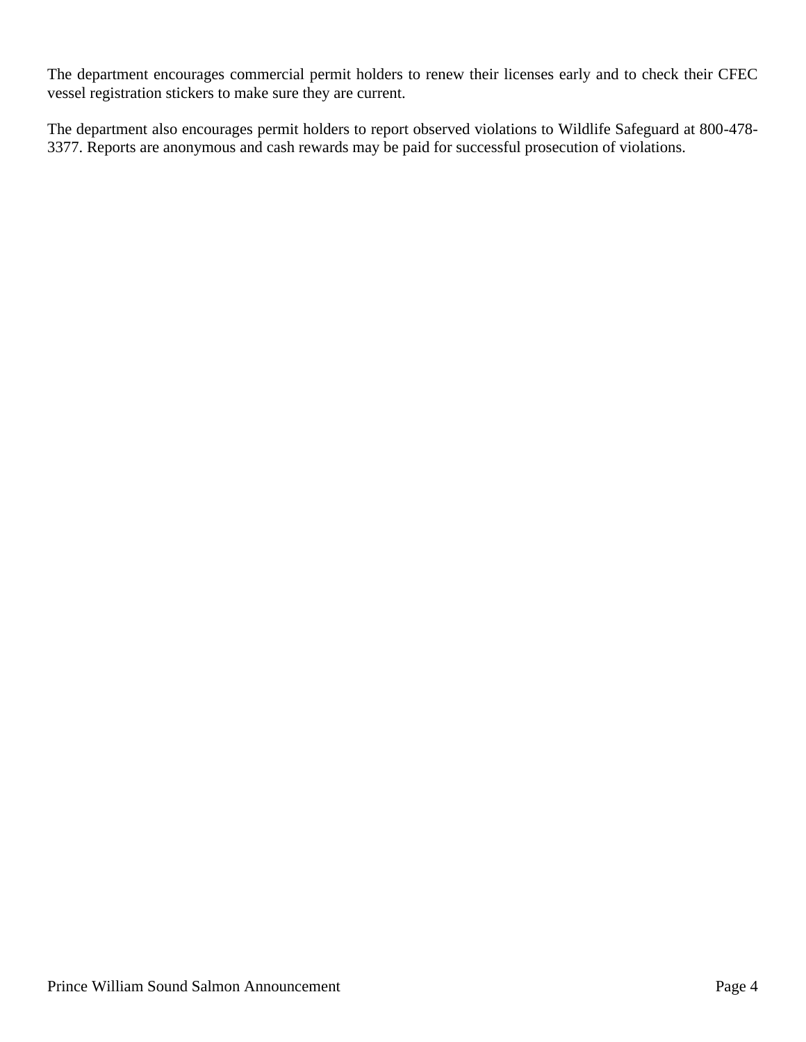The department encourages commercial permit holders to renew their licenses early and to check their CFEC vessel registration stickers to make sure they are current.

The department also encourages permit holders to report observed violations to Wildlife Safeguard at 800-478-3377. Reports are anonymous and cash rewards may be paid for successful prosecution of violations.